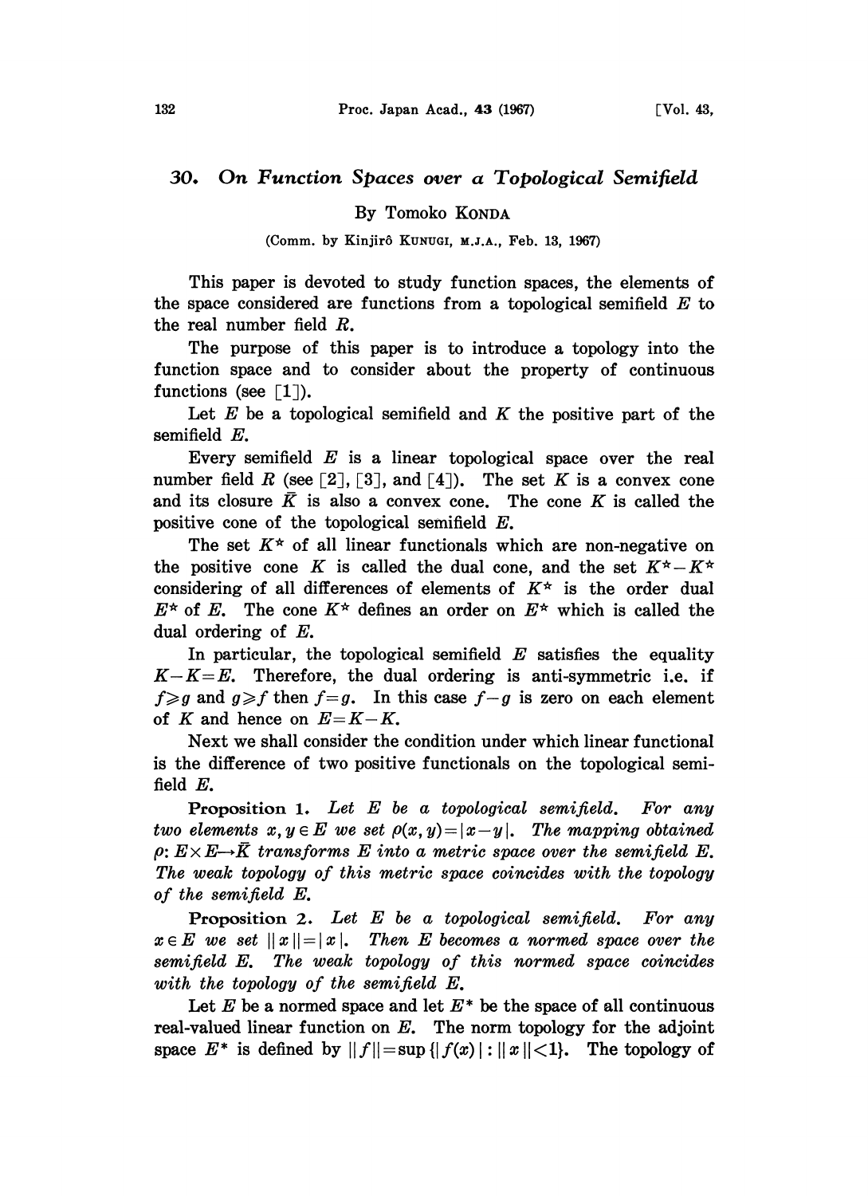# 30. *On Function Spaces over a Topological Semifield*

By Tomoko KONDA

(Comm. by Kinjirô KUNUGI, M.J.A., Feb. 13, 1967)

This paper is devoted to study function spaces, the elements of the space considered are functions from a topological semifield $E$ to the real number field $R$.

The purpose of this paper is to introduce a topology into the function space and to consider about the property of continuous functions (see [1]).

Let $E$ be a topological semifield and $K$ the positive part of the semifield $E$.

Every semifield $E$ is a linear topological space over the real number field $R$ (see [2], [3], and [4]). The set $K$ is a convex cone and its closure $\bar{K}$ is also a convex cone. The cone $K$ is called the positive cone of the topological semifield $E$.

The set $K^{\star}$ of all linear functionals which are non-negative on the positive cone $K$ is called the dual cone, and the set $K^{\star}-K^{\star}$ considering of all differences of elements of $K^{\star}$ is the order dual $E^{\star}$ of $E$. The cone $K^{\star}$ defines an order on $E^{\star}$ which is called the dual ordering of $E$.

In particular, the topological semifield $E$ satisfies the equality $K-K=E$. Therefore, the dual ordering is anti-symmetric i.e. if $f \geqslant g$ and $g \geqslant f$ then $f=g$. In this case $f-g$ is zero on each element of $K$ and hence on $E=K-K$.

Next we shall consider the condition under which linear functional is the difference of two positive functionals on the topological semifield $E$.

**Proposition 1.** *Let $E$ be a topological semifield. For any two elements $x, y \in E$ we set $\rho(x, y)=|x-y|$. The mapping obtained $\rho: E\times E \rightarrow \bar{K}$ transforms $E$ into a metric space over the semifield $E$. The weak topology of this metric space coincides with the topology of the semifield $E$.*

**Proposition 2.** *Let $E$ be a topological semifield. For any $x \in E$ we set $\|x\|=|x|$. Then $E$ becomes a normed space over the semifield $E$. The weak topology of this normed space coincides with the topology of the semifield $E$.*

Let $E$ be a normed space and let $E^{*}$ be the space of all continuous real-valued linear function on $E$. The norm topology for the adjoint space $E^{*}$ is defined by $\|f\|=\sup\{|f(x)| : \|x\|<1\}$. The topology of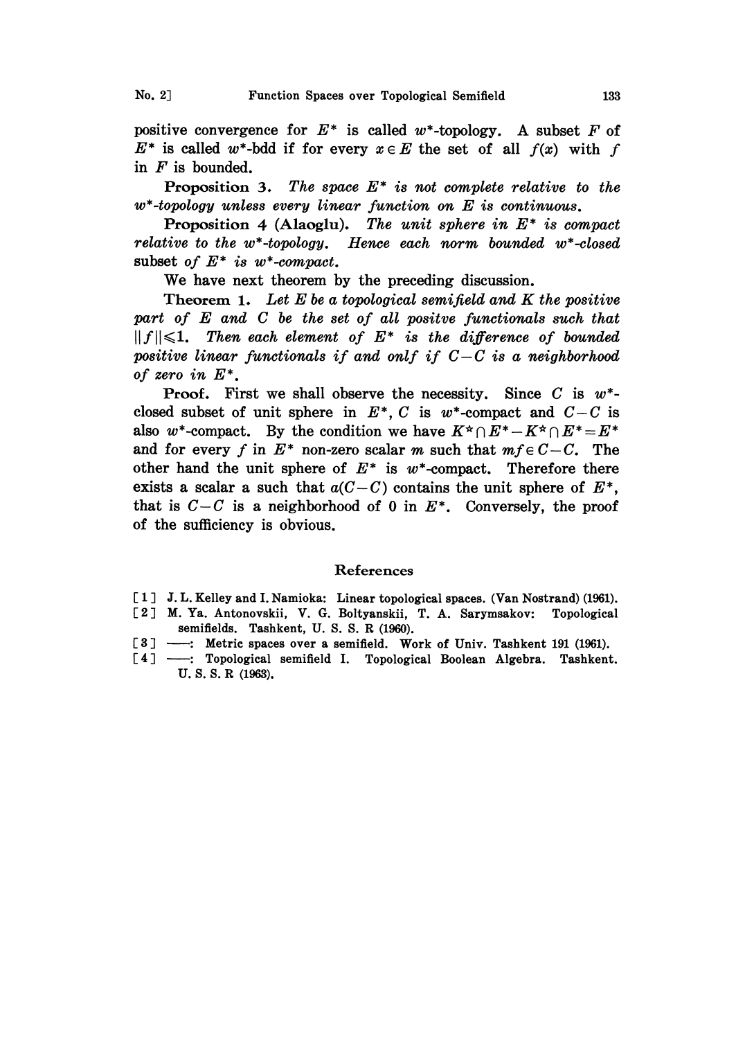positive convergence for $E^*$ is called $w^*$-topology. A subset $F$ of $E^*$ is called $w^*$-bdd if for every $x \in E$ the set of all $f(x)$ with $f$ in $F$ is bounded.

**Proposition 3.** *The space $E^*$ is not complete relative to the $w^*$-topology unless every linear function on $E$ is continuous.*

**Proposition 4 (Alaoglu).** *The unit sphere in $E^*$ is compact relative to the $w^*$-topology. Hence each norm bounded $w^*$-closed subset of $E^*$ is $w^*$-compact.*

We have next theorem by the preceding discussion.

**Theorem 1.** *Let $E$ be a topological semifield and $K$ the positive part of $E$ and $C$ be the set of all positve functionals such that $\|f\| \leqslant 1$. Then each element of $E^*$ is the difference of bounded positive linear functionals if and onlf if $C - C$ is a neighborhood of zero in $E^*$.*

**Proof.** First we shall observe the necessity. Since $C$ is $w^*$-closed subset of unit sphere in $E^*$, $C$ is $w^*$-compact and $C - C$ is also $w^*$-compact. By the condition we have $K^\star \cap E^* - K^\star \cap E^* = E^*$ and for every $f$ in $E^*$ non-zero scalar $m$ such that $mf \in C - C$. The other hand the unit sphere of $E^*$ is $w^*$-compact. Therefore there exists a scalar a such that $a(C - C)$ contains the unit sphere of $E^*$, that is $C - C$ is a neighborhood of 0 in $E^*$. Conversely, the proof of the sufficiency is obvious.

## References

[1] J. L. Kelley and I. Namioka: Linear topological spaces. (Van Nostrand) (1961).

[2] M. Ya. Antonovskii, V. G. Boltyanskii, T. A. Sarymsakov: Topological semifields. Tashkent, U. S. S. R (1960).

[3] ——: Metric spaces over a semifield. Work of Univ. Tashkent 191 (1961).

[4] ——: Topological semifield I. Topological Boolean Algebra. Tashkent. U. S. S. R (1963).